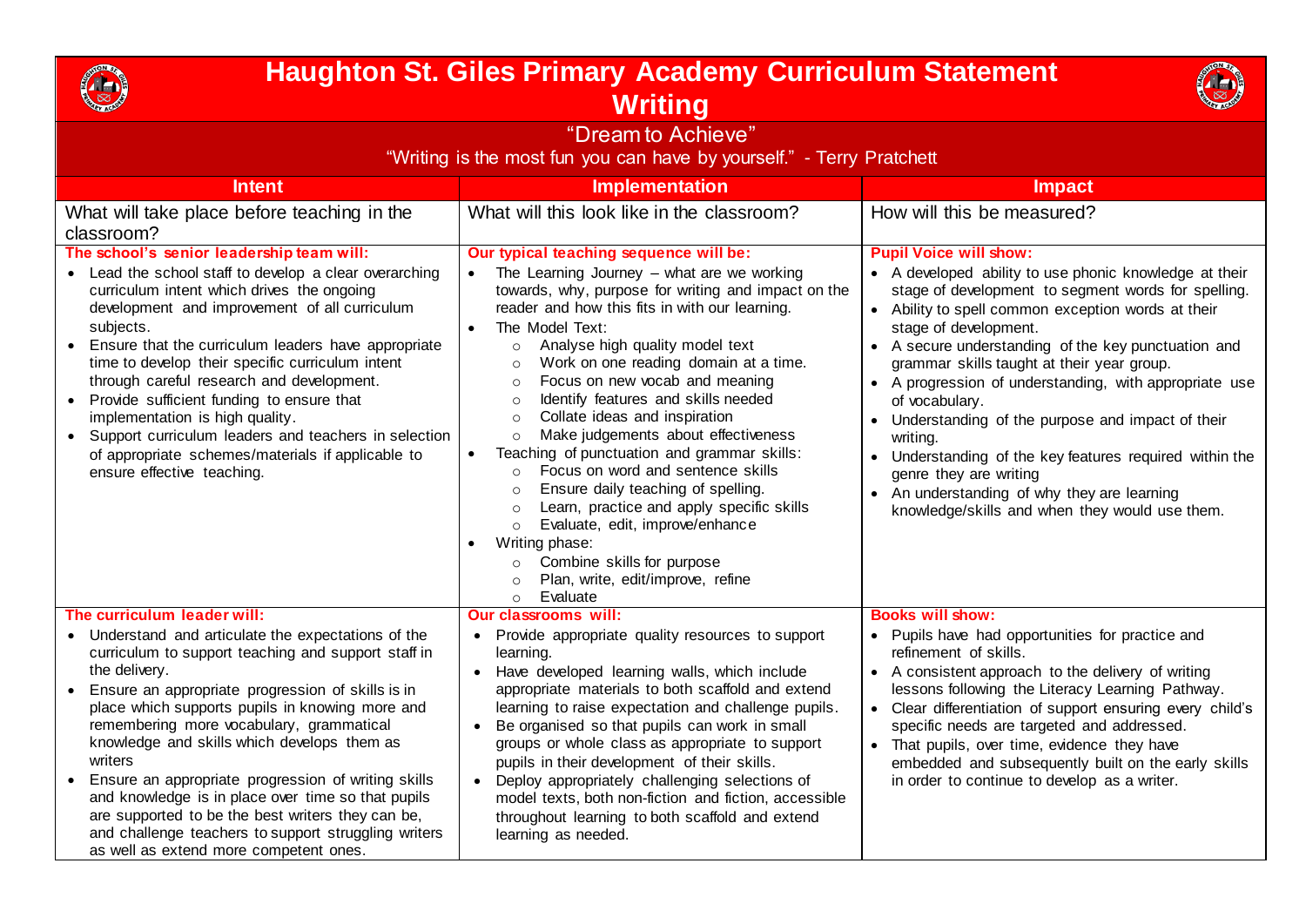# Haughton St. Giles Primary Academy Curriculum Statement
## Writing

"Dream to Achieve"

"Writing is the most fun you can have by yourself." - Terry Pratchett

| Intent | Implementation | Impact |
|---|---|---|
| What will take place before teaching in the classroom? | What will this look like in the classroom? | How will this be measured? |
| **The school's senior leadership team will:**<br>• Lead the school staff to develop a clear overarching curriculum intent which drives the ongoing development and improvement of all curriculum subjects.<br>• Ensure that the curriculum leaders have appropriate time to develop their specific curriculum intent through careful research and development.<br>• Provide sufficient funding to ensure that implementation is high quality.<br>• Support curriculum leaders and teachers in selection of appropriate schemes/materials if applicable to ensure effective teaching. | **Our typical teaching sequence will be:**<br>• The Learning Journey – what are we working towards, why, purpose for writing and impact on the reader and how this fits in with our learning.<br>• The Model Text:<br>  ○ Analyse high quality model text<br>  ○ Work on one reading domain at a time.<br>  ○ Focus on new vocab and meaning<br>  ○ Identify features and skills needed<br>  ○ Collate ideas and inspiration<br>  ○ Make judgements about effectiveness<br>• Teaching of punctuation and grammar skills:<br>  ○ Focus on word and sentence skills<br>  ○ Ensure daily teaching of spelling.<br>  ○ Learn, practice and apply specific skills<br>  ○ Evaluate, edit, improve/enhance<br>• Writing phase:<br>  ○ Combine skills for purpose<br>  ○ Plan, write, edit/improve, refine<br>  ○ Evaluate | **Pupil Voice will show:**<br>• A developed ability to use phonic knowledge at their stage of development to segment words for spelling.<br>• Ability to spell common exception words at their stage of development.<br>• A secure understanding of the key punctuation and grammar skills taught at their year group.<br>• A progression of understanding, with appropriate use of vocabulary.<br>• Understanding of the purpose and impact of their writing.<br>• Understanding of the key features required within the genre they are writing<br>• An understanding of why they are learning knowledge/skills and when they would use them. |
| **The curriculum leader will:**<br>• Understand and articulate the expectations of the curriculum to support teaching and support staff in the delivery.<br>• Ensure an appropriate progression of skills is in place which supports pupils in knowing more and remembering more vocabulary, grammatical knowledge and skills which develops them as writers<br>• Ensure an appropriate progression of writing skills and knowledge is in place over time so that pupils are supported to be the best writers they can be, and challenge teachers to support struggling writers as well as extend more competent ones. | **Our classrooms will:**<br>• Provide appropriate quality resources to support learning.<br>• Have developed learning walls, which include appropriate materials to both scaffold and extend learning to raise expectation and challenge pupils.<br>• Be organised so that pupils can work in small groups or whole class as appropriate to support pupils in their development of their skills.<br>• Deploy appropriately challenging selections of model texts, both non-fiction and fiction, accessible throughout learning to both scaffold and extend learning as needed. | **Books will show:**<br>• Pupils have had opportunities for practice and refinement of skills.<br>• A consistent approach to the delivery of writing lessons following the Literacy Learning Pathway.<br>• Clear differentiation of support ensuring every child's specific needs are targeted and addressed.<br>• That pupils, over time, evidence they have embedded and subsequently built on the early skills in order to continue to develop as a writer. |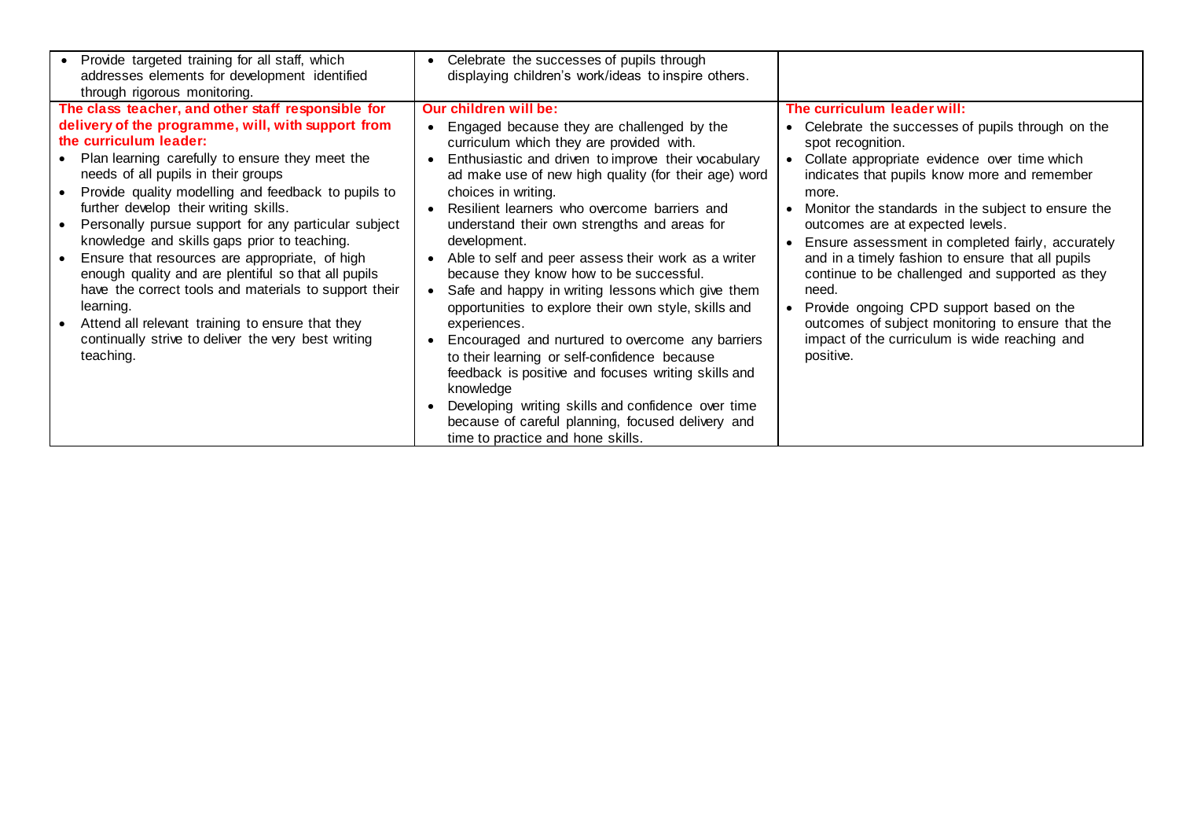| | | |
|---|---|---|
| • Provide targeted training for all staff, which addresses elements for development identified through rigorous monitoring. | • Celebrate the successes of pupils through displaying children's work/ideas to inspire others. | |
| **The class teacher, and other staff responsible for delivery of the programme, will, with support from the curriculum leader:**<br>• Plan learning carefully to ensure they meet the needs of all pupils in their groups<br>• Provide quality modelling and feedback to pupils to further develop their writing skills.<br>• Personally pursue support for any particular subject knowledge and skills gaps prior to teaching.<br>• Ensure that resources are appropriate, of high enough quality and are plentiful so that all pupils have the correct tools and materials to support their learning.<br>• Attend all relevant training to ensure that they continually strive to deliver the very best writing teaching. | **Our children will be:**<br>• Engaged because they are challenged by the curriculum which they are provided with.<br>• Enthusiastic and driven to improve their vocabulary ad make use of new high quality (for their age) word choices in writing.<br>• Resilient learners who overcome barriers and understand their own strengths and areas for development.<br>• Able to self and peer assess their work as a writer because they know how to be successful.<br>• Safe and happy in writing lessons which give them opportunities to explore their own style, skills and experiences.<br>• Encouraged and nurtured to overcome any barriers to their learning or self-confidence because feedback is positive and focuses writing skills and knowledge<br>• Developing writing skills and confidence over time because of careful planning, focused delivery and time to practice and hone skills. | **The curriculum leader will:**<br>• Celebrate the successes of pupils through on the spot recognition.<br>• Collate appropriate evidence over time which indicates that pupils know more and remember more.<br>• Monitor the standards in the subject to ensure the outcomes are at expected levels.<br>• Ensure assessment in completed fairly, accurately and in a timely fashion to ensure that all pupils continue to be challenged and supported as they need.<br>• Provide ongoing CPD support based on the outcomes of subject monitoring to ensure that the impact of the curriculum is wide reaching and positive. |